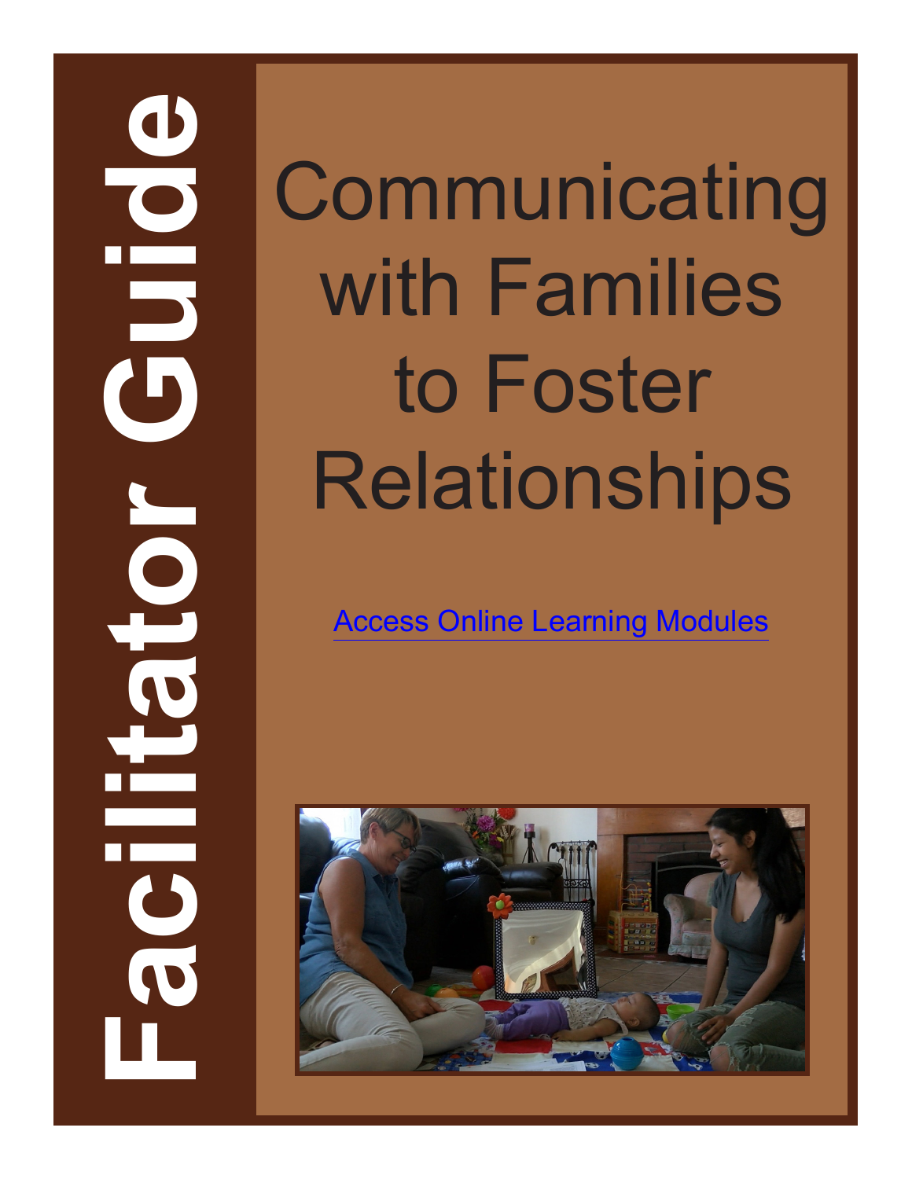# Facilitator Guide

# Communicating with Families to Foster Relationships

[Access Online Learning Modules]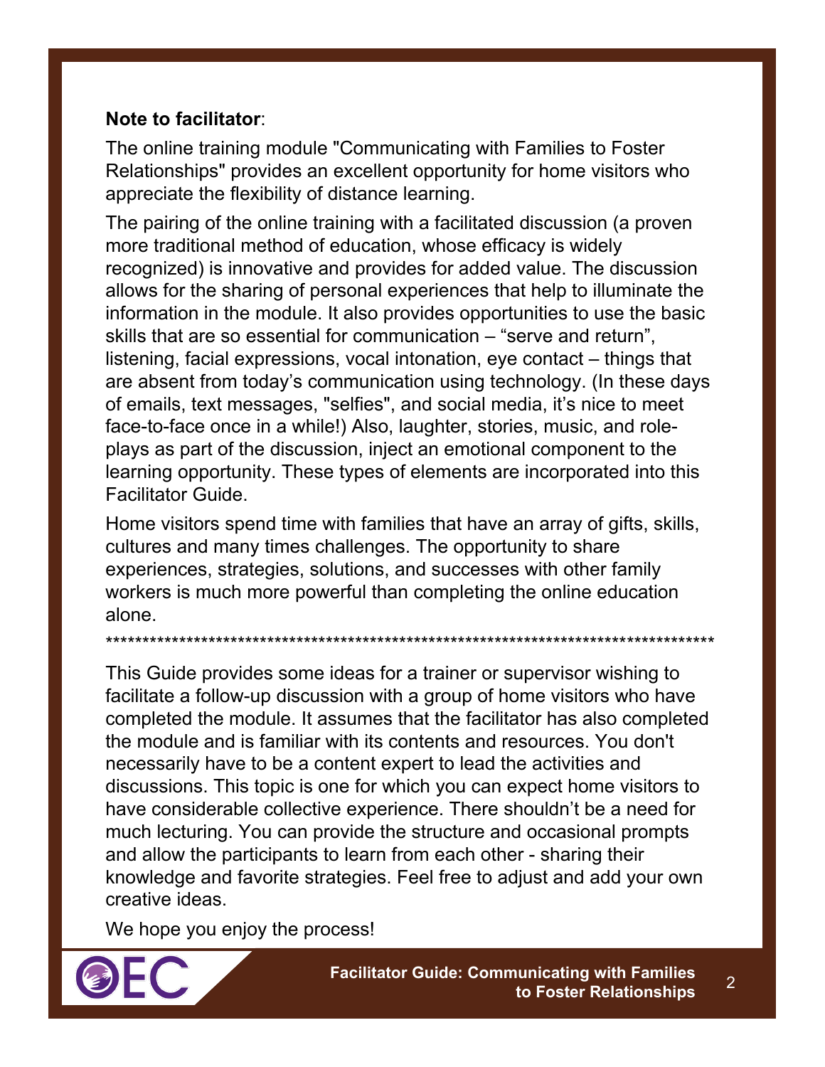**Note to facilitator**:

The online training module "Communicating with Families to Foster Relationships" provides an excellent opportunity for home visitors who appreciate the flexibility of distance learning.

The pairing of the online training with a facilitated discussion (a proven more traditional method of education, whose efficacy is widely recognized) is innovative and provides for added value. The discussion allows for the sharing of personal experiences that help to illuminate the information in the module. It also provides opportunities to use the basic skills that are so essential for communication – "serve and return", listening, facial expressions, vocal intonation, eye contact – things that are absent from today's communication using technology. (In these days of emails, text messages, "selfies", and social media, it's nice to meet face-to-face once in a while!) Also, laughter, stories, music, and role-plays as part of the discussion, inject an emotional component to the learning opportunity. These types of elements are incorporated into this Facilitator Guide.

Home visitors spend time with families that have an array of gifts, skills, cultures and many times challenges. The opportunity to share experiences, strategies, solutions, and successes with other family workers is much more powerful than completing the online education alone.

**************************************************************************************

This Guide provides some ideas for a trainer or supervisor wishing to facilitate a follow-up discussion with a group of home visitors who have completed the module. It assumes that the facilitator has also completed the module and is familiar with its contents and resources. You don't necessarily have to be a content expert to lead the activities and discussions. This topic is one for which you can expect home visitors to have considerable collective experience. There shouldn't be a need for much lecturing. You can provide the structure and occasional prompts and allow the participants to learn from each other - sharing their knowledge and favorite strategies. Feel free to adjust and add your own creative ideas.

We hope you enjoy the process!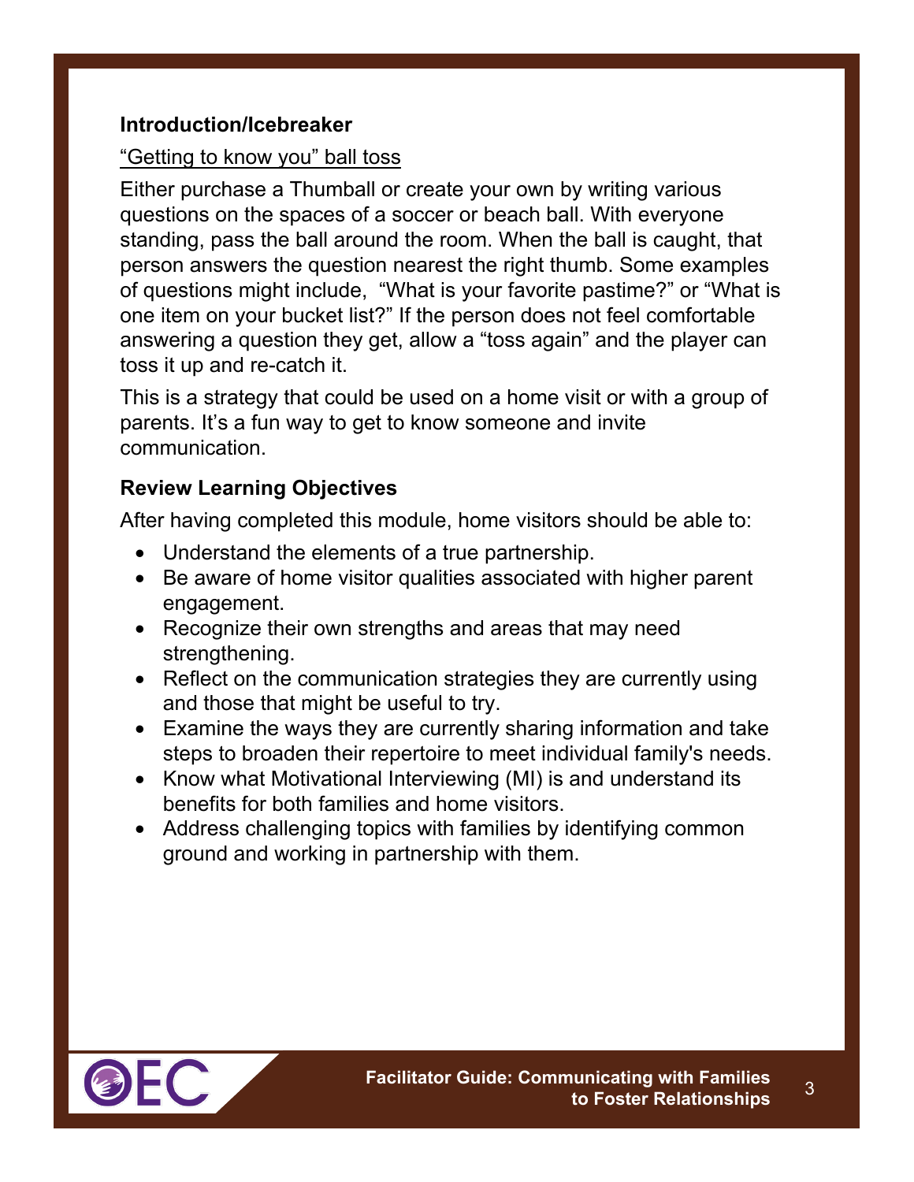## Introduction/Icebreaker

<u>"Getting to know you" ball toss</u>

Either purchase a Thumball or create your own by writing various questions on the spaces of a soccer or beach ball. With everyone standing, pass the ball around the room. When the ball is caught, that person answers the question nearest the right thumb. Some examples of questions might include, "What is your favorite pastime?" or "What is one item on your bucket list?" If the person does not feel comfortable answering a question they get, allow a "toss again" and the player can toss it up and re-catch it.

This is a strategy that could be used on a home visit or with a group of parents. It's a fun way to get to know someone and invite communication.

## Review Learning Objectives

After having completed this module, home visitors should be able to:

- Understand the elements of a true partnership.
- Be aware of home visitor qualities associated with higher parent engagement.
- Recognize their own strengths and areas that may need strengthening.
- Reflect on the communication strategies they are currently using and those that might be useful to try.
- Examine the ways they are currently sharing information and take steps to broaden their repertoire to meet individual family's needs.
- Know what Motivational Interviewing (MI) is and understand its benefits for both families and home visitors.
- Address challenging topics with families by identifying common ground and working in partnership with them.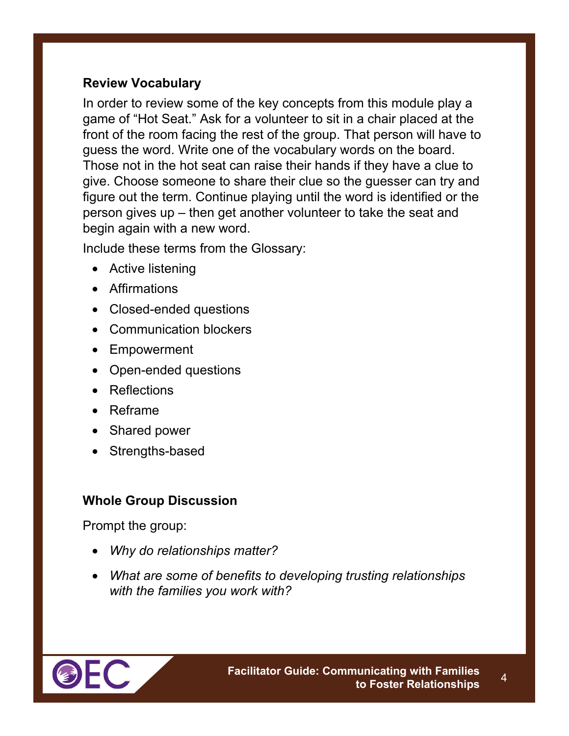### Review Vocabulary

In order to review some of the key concepts from this module play a game of "Hot Seat." Ask for a volunteer to sit in a chair placed at the front of the room facing the rest of the group. That person will have to guess the word. Write one of the vocabulary words on the board. Those not in the hot seat can raise their hands if they have a clue to give. Choose someone to share their clue so the guesser can try and figure out the term. Continue playing until the word is identified or the person gives up – then get another volunteer to take the seat and begin again with a new word.

Include these terms from the Glossary:

- Active listening
- Affirmations
- Closed-ended questions
- Communication blockers
- Empowerment
- Open-ended questions
- Reflections
- Reframe
- Shared power
- Strengths-based

### Whole Group Discussion

Prompt the group:

- *Why do relationships matter?*
- *What are some of benefits to developing trusting relationships with the families you work with?*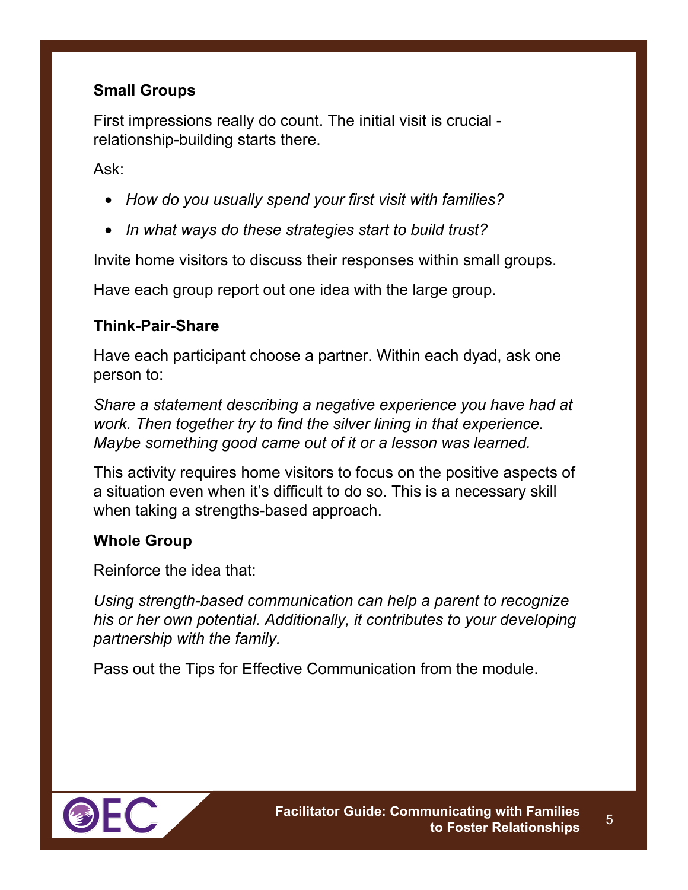**Small Groups**

First impressions really do count. The initial visit is crucial - relationship-building starts there.

Ask:

- *How do you usually spend your first visit with families?*
- *In what ways do these strategies start to build trust?*

Invite home visitors to discuss their responses within small groups.

Have each group report out one idea with the large group.

**Think-Pair-Share**

Have each participant choose a partner. Within each dyad, ask one person to:

*Share a statement describing a negative experience you have had at work. Then together try to find the silver lining in that experience. Maybe something good came out of it or a lesson was learned.*

This activity requires home visitors to focus on the positive aspects of a situation even when it's difficult to do so. This is a necessary skill when taking a strengths-based approach.

**Whole Group**

Reinforce the idea that:

*Using strength-based communication can help a parent to recognize his or her own potential. Additionally, it contributes to your developing partnership with the family.*

Pass out the Tips for Effective Communication from the module.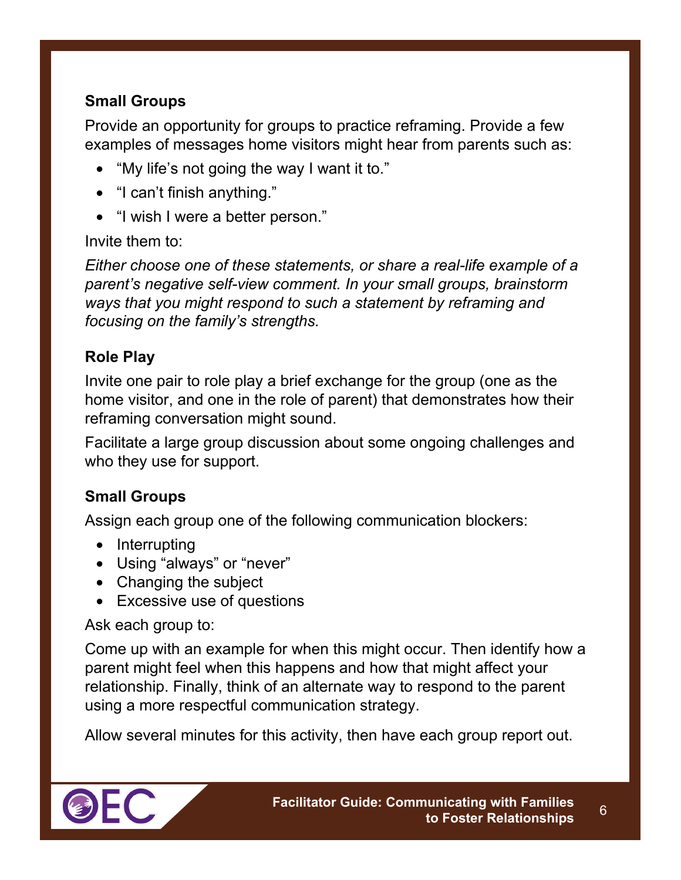### Small Groups

Provide an opportunity for groups to practice reframing. Provide a few examples of messages home visitors might hear from parents such as:

- "My life's not going the way I want it to."
- "I can't finish anything."
- "I wish I were a better person."

Invite them to:

*Either choose one of these statements, or share a real-life example of a parent's negative self-view comment. In your small groups, brainstorm ways that you might respond to such a statement by reframing and focusing on the family's strengths.*

### Role Play

Invite one pair to role play a brief exchange for the group (one as the home visitor, and one in the role of parent) that demonstrates how their reframing conversation might sound.

Facilitate a large group discussion about some ongoing challenges and who they use for support.

### Small Groups

Assign each group one of the following communication blockers:

- Interrupting
- Using "always" or "never"
- Changing the subject
- Excessive use of questions

Ask each group to:

Come up with an example for when this might occur. Then identify how a parent might feel when this happens and how that might affect your relationship. Finally, think of an alternate way to respond to the parent using a more respectful communication strategy.

Allow several minutes for this activity, then have each group report out.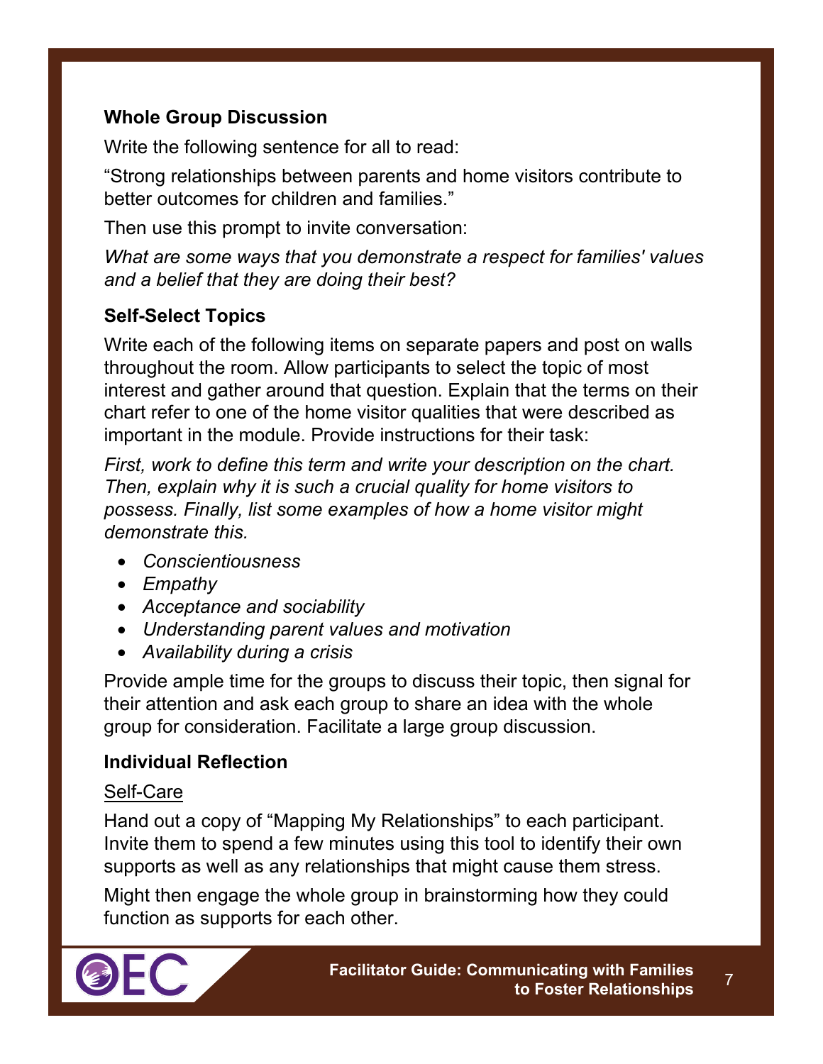**Whole Group Discussion**

Write the following sentence for all to read:

"Strong relationships between parents and home visitors contribute to better outcomes for children and families."

Then use this prompt to invite conversation:

*What are some ways that you demonstrate a respect for families' values and a belief that they are doing their best?*

**Self-Select Topics**

Write each of the following items on separate papers and post on walls throughout the room. Allow participants to select the topic of most interest and gather around that question. Explain that the terms on their chart refer to one of the home visitor qualities that were described as important in the module. Provide instructions for their task:

*First, work to define this term and write your description on the chart. Then, explain why it is such a crucial quality for home visitors to possess. Finally, list some examples of how a home visitor might demonstrate this.*

- *Conscientiousness*
- *Empathy*
- *Acceptance and sociability*
- *Understanding parent values and motivation*
- *Availability during a crisis*

Provide ample time for the groups to discuss their topic, then signal for their attention and ask each group to share an idea with the whole group for consideration. Facilitate a large group discussion.

**Individual Reflection**

<u>Self-Care</u>

Hand out a copy of "Mapping My Relationships" to each participant. Invite them to spend a few minutes using this tool to identify their own supports as well as any relationships that might cause them stress.

Might then engage the whole group in brainstorming how they could function as supports for each other.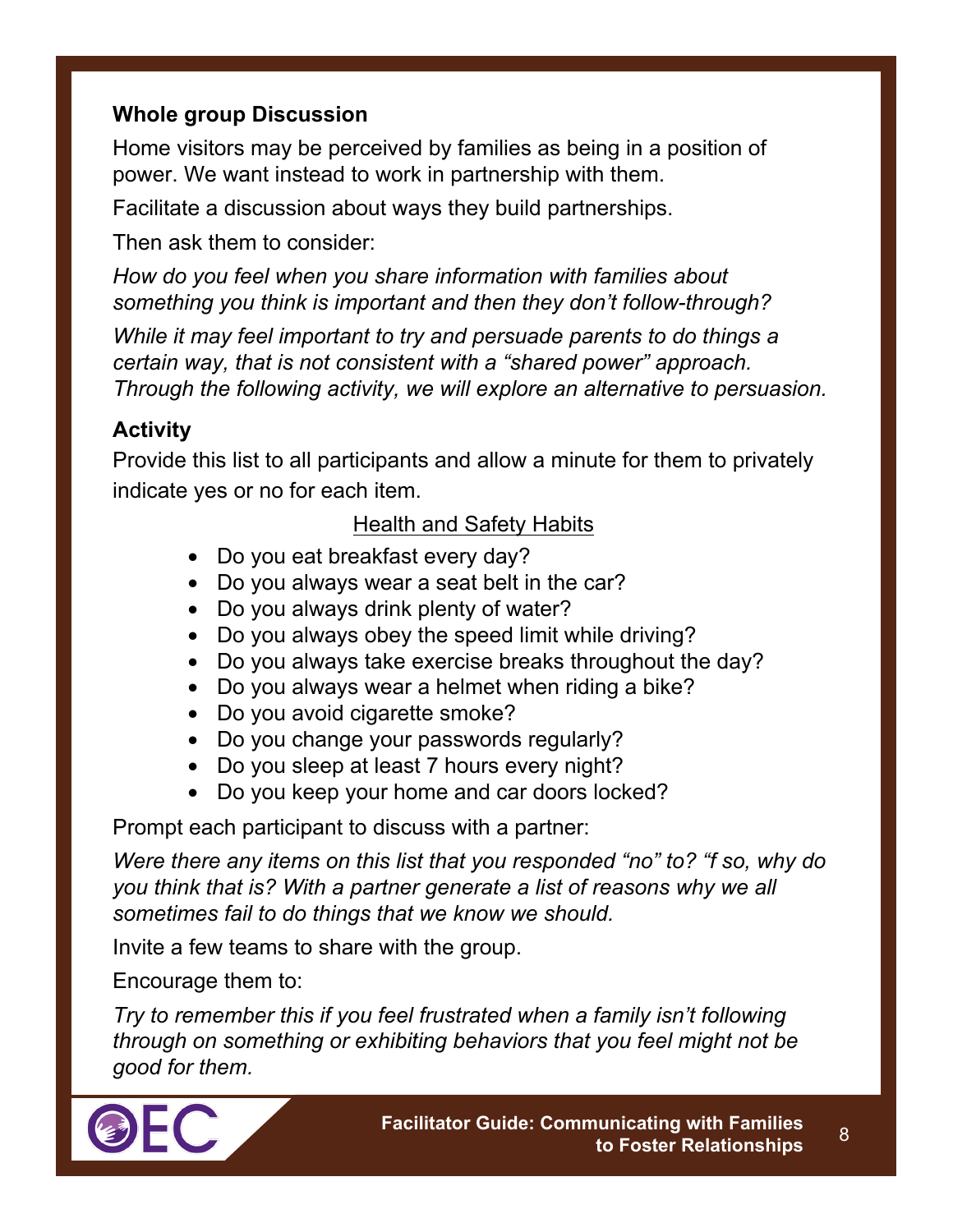**Whole group Discussion**

Home visitors may be perceived by families as being in a position of power. We want instead to work in partnership with them.

Facilitate a discussion about ways they build partnerships.

Then ask them to consider:

*How do you feel when you share information with families about something you think is important and then they don't follow-through?*

*While it may feel important to try and persuade parents to do things a certain way, that is not consistent with a "shared power" approach. Through the following activity, we will explore an alternative to persuasion.*

**Activity**

Provide this list to all participants and allow a minute for them to privately indicate yes or no for each item.

Health and Safety Habits

- Do you eat breakfast every day?
- Do you always wear a seat belt in the car?
- Do you always drink plenty of water?
- Do you always obey the speed limit while driving?
- Do you always take exercise breaks throughout the day?
- Do you always wear a helmet when riding a bike?
- Do you avoid cigarette smoke?
- Do you change your passwords regularly?
- Do you sleep at least 7 hours every night?
- Do you keep your home and car doors locked?

Prompt each participant to discuss with a partner:

*Were there any items on this list that you responded "no" to? "f so, why do you think that is? With a partner generate a list of reasons why we all sometimes fail to do things that we know we should.*

Invite a few teams to share with the group.

Encourage them to:

*Try to remember this if you feel frustrated when a family isn't following through on something or exhibiting behaviors that you feel might not be good for them.*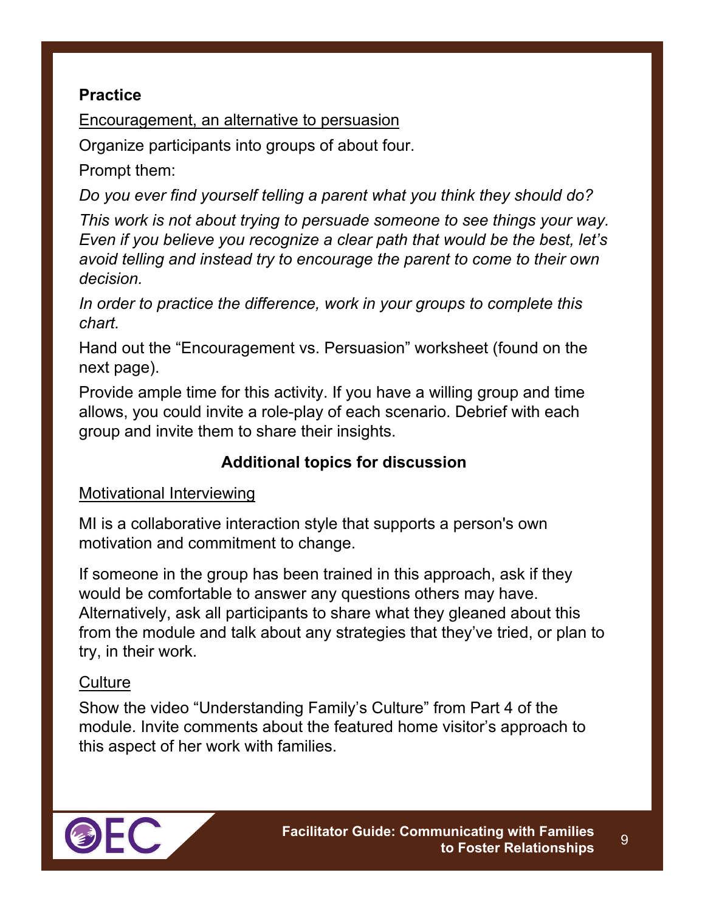**Practice**

Encouragement, an alternative to persuasion

Organize participants into groups of about four.

Prompt them:

*Do you ever find yourself telling a parent what you think they should do?*

*This work is not about trying to persuade someone to see things your way. Even if you believe you recognize a clear path that would be the best, let's avoid telling and instead try to encourage the parent to come to their own decision.*

*In order to practice the difference, work in your groups to complete this chart.*

Hand out the "Encouragement vs. Persuasion" worksheet (found on the next page).

Provide ample time for this activity. If you have a willing group and time allows, you could invite a role-play of each scenario. Debrief with each group and invite them to share their insights.

## Additional topics for discussion

Motivational Interviewing

MI is a collaborative interaction style that supports a person's own motivation and commitment to change.

If someone in the group has been trained in this approach, ask if they would be comfortable to answer any questions others may have. Alternatively, ask all participants to share what they gleaned about this from the module and talk about any strategies that they've tried, or plan to try, in their work.

Culture

Show the video "Understanding Family's Culture" from Part 4 of the module. Invite comments about the featured home visitor's approach to this aspect of her work with families.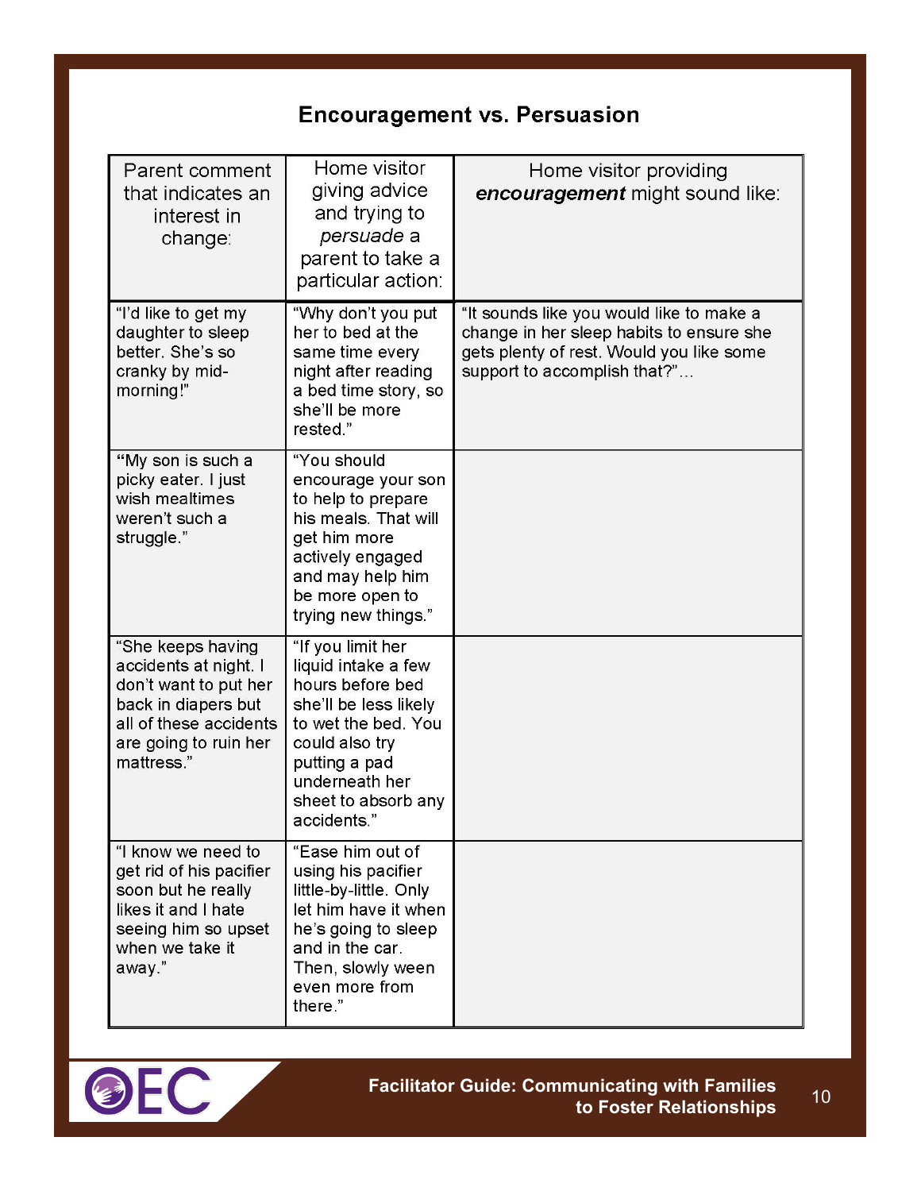## Encouragement vs. Persuasion

| Parent comment that indicates an interest in change: | Home visitor giving advice and trying to *persuade* a parent to take a particular action: | Home visitor providing ***encouragement*** might sound like: |
|---|---|---|
| "I'd like to get my daughter to sleep better. She's so cranky by mid-morning!" | "Why don't you put her to bed at the same time every night after reading a bed time story, so she'll be more rested." | "It sounds like you would like to make a change in her sleep habits to ensure she gets plenty of rest. Would you like some support to accomplish that?"… |
| "My son is such a picky eater. I just wish mealtimes weren't such a struggle." | "You should encourage your son to help to prepare his meals. That will get him more actively engaged and may help him be more open to trying new things." | |
| "She keeps having accidents at night. I don't want to put her back in diapers but all of these accidents are going to ruin her mattress." | "If you limit her liquid intake a few hours before bed she'll be less likely to wet the bed. You could also try putting a pad underneath her sheet to absorb any accidents." | |
| "I know we need to get rid of his pacifier soon but he really likes it and I hate seeing him so upset when we take it away." | "Ease him out of using his pacifier little-by-little. Only let him have it when he's going to sleep and in the car. Then, slowly ween even more from there." | |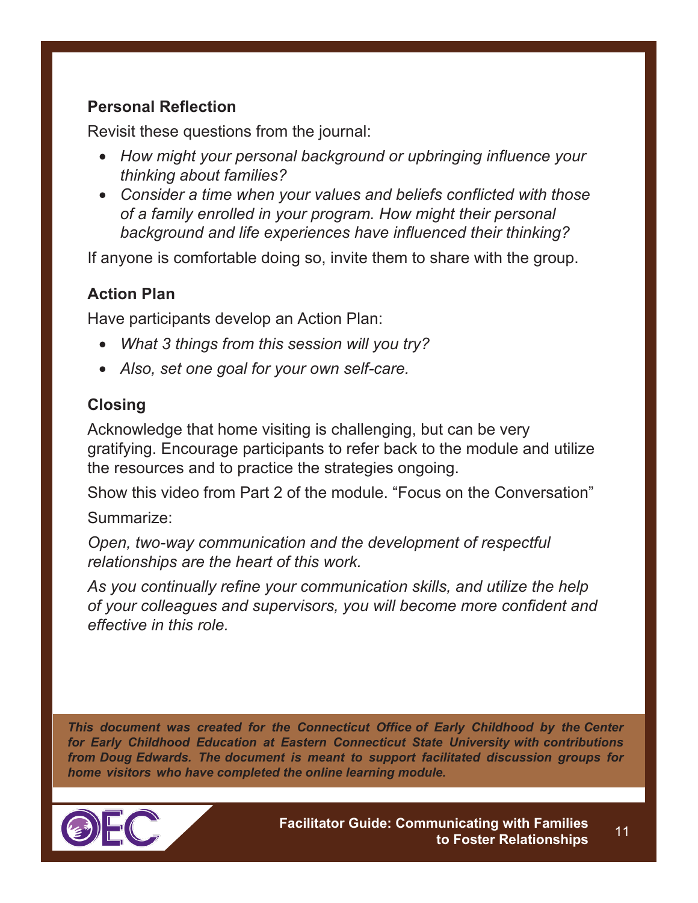## Personal Reflection

Revisit these questions from the journal:

- *How might your personal background or upbringing influence your thinking about families?*
- *Consider a time when your values and beliefs conflicted with those of a family enrolled in your program. How might their personal background and life experiences have influenced their thinking?*

If anyone is comfortable doing so, invite them to share with the group.

## Action Plan

Have participants develop an Action Plan:

- *What 3 things from this session will you try?*
- *Also, set one goal for your own self-care.*

## Closing

Acknowledge that home visiting is challenging, but can be very gratifying. Encourage participants to refer back to the module and utilize the resources and to practice the strategies ongoing.

Show this video from Part 2 of the module. "Focus on the Conversation"

Summarize:

*Open, two-way communication and the development of respectful relationships are the heart of this work.*

*As you continually refine your communication skills, and utilize the help of your colleagues and supervisors, you will become more confident and effective in this role.*

***This document was created for the Connecticut Office of Early Childhood by the Center for Early Childhood Education at Eastern Connecticut State University with contributions from Doug Edwards. The document is meant to support facilitated discussion groups for home visitors who have completed the online learning module.***